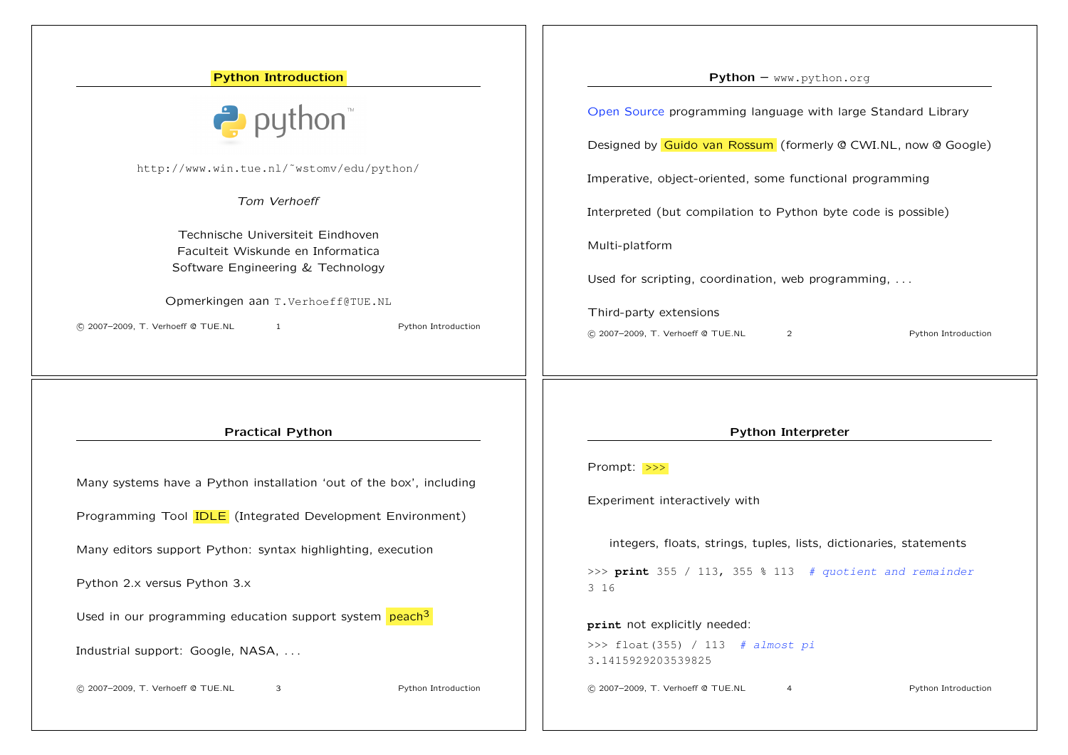## Python Introduction

http://www.win.tue.nl/˜wstomv/edu/python/

*Tom Verhoeff*

Technische Universiteit Eindhoven
Faculteit Wiskunde en Informatica
Software Engineering & Technology

Opmerkingen aan T.Verhoeff@TUE.NL

## Python – www.python.org

Open Source programming language with large Standard Library

Designed by Guido van Rossum (formerly @ CWI.NL, now @ Google)

Imperative, object-oriented, some functional programming

Interpreted (but compilation to Python byte code is possible)

Multi-platform

Used for scripting, coordination, web programming, . . .

Third-party extensions

## Practical Python

Many systems have a Python installation 'out of the box', including

Programming Tool IDLE (Integrated Development Environment)

Many editors support Python: syntax highlighting, execution

Python 2.x versus Python 3.x

Used in our programming education support system peach[3]

Industrial support: Google, NASA, . . .

## Python Interpreter

Prompt: `>>>`

Experiment interactively with

integers, floats, strings, tuples, lists, dictionaries, statements

```
>>> print 355 / 113, 355 % 113  # quotient and remainder
3 16
```

**print** not explicitly needed:

```
>>> float(355) / 113  # almost pi
3.1415929203539825
```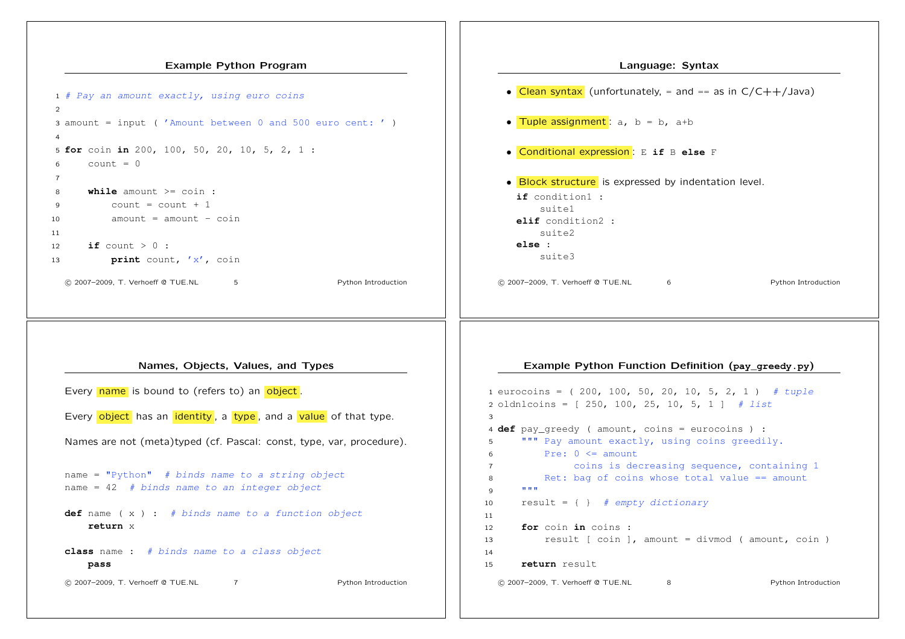## Example Python Program

```python
# Pay an amount exactly, using euro coins

amount = input ( 'Amount between 0 and 500 euro cent: ' )

for coin in 200, 100, 50, 20, 10, 5, 2, 1 :
    count = 0

    while amount >= coin :
        count = count + 1
        amount = amount - coin

    if count > 0 :
        print count, 'x', coin
```

## Language: Syntax

- **Clean syntax** (unfortunately, = and == as in C/C++/Java)
- **Tuple assignment**: `a, b = b, a+b`
- **Conditional expression**: `E if B else F`
- **Block structure** is expressed by indentation level.

```python
if condition1 :
    suite1
elif condition2 :
    suite2
else :
    suite3
```

## Names, Objects, Values, and Types

Every **name** is bound to (refers to) an **object**.

Every **object** has an **identity**, a **type**, and a **value** of that type.

Names are not (meta)typed (cf. Pascal: const, type, var, procedure).

```python
name = "Python"  # binds name to a string object
name = 42  # binds name to an integer object

def name ( x ) :  # binds name to a function object
    return x

class name :  # binds name to a class object
    pass
```

## Example Python Function Definition (pay_greedy.py)

```python
eurocoins = ( 200, 100, 50, 20, 10, 5, 2, 1 )  # tuple
oldnlcoins = [ 250, 100, 25, 10, 5, 1 ]  # list

def pay_greedy ( amount, coins = eurocoins ) :
    """ Pay amount exactly, using coins greedily.
        Pre: 0 <= amount
             coins is decreasing sequence, containing 1
        Ret: bag of coins whose total value == amount
    """
    result = { }  # empty dictionary

    for coin in coins :
        result [ coin ], amount = divmod ( amount, coin )

    return result
```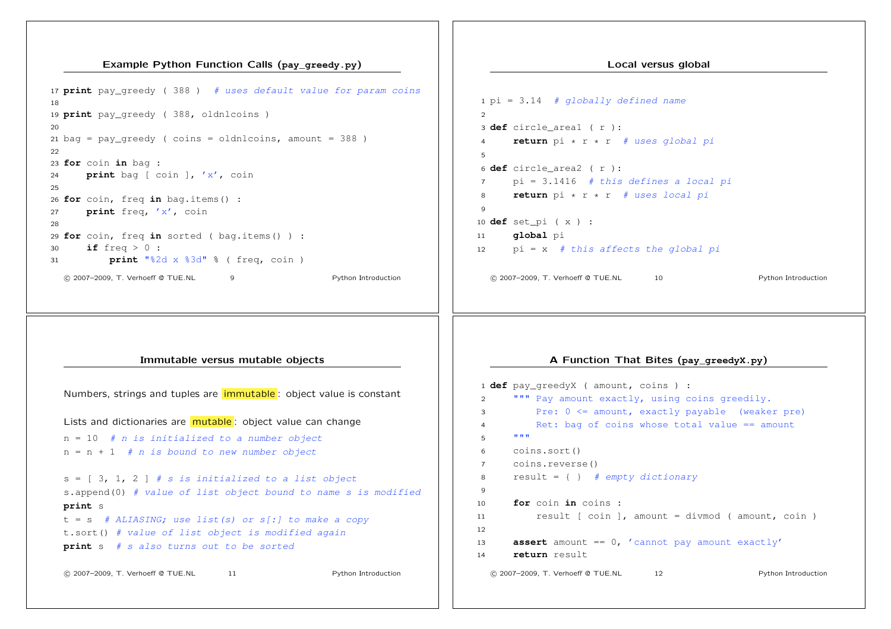## Example Python Function Calls (`pay_greedy.py`)

```
17 print pay_greedy ( 388 )  # uses default value for param coins
18
19 print pay_greedy ( 388, oldnlcoins )
20
21 bag = pay_greedy ( coins = oldnlcoins, amount = 388 )
22
23 for coin in bag :
24     print bag [ coin ], 'x', coin
25
26 for coin, freq in bag.items() :
27     print freq, 'x', coin
28
29 for coin, freq in sorted ( bag.items() ) :
30     if freq > 0 :
31         print "%2d x %3d" % ( freq, coin )
```

## Local versus global

```
1 pi = 3.14  # globally defined name
2
3 def circle_area1 ( r ):
4     return pi * r * r  # uses global pi
5
6 def circle_area2 ( r ):
7     pi = 3.1416  # this defines a local pi
8     return pi * r * r  # uses local pi
9
10 def set_pi ( x ) :
11     global pi
12     pi = x  # this affects the global pi
```

## Immutable versus mutable objects

Numbers, strings and tuples are immutable: object value is constant

Lists and dictionaries are mutable: object value can change

```
n = 10  # n is initialized to a number object
n = n + 1  # n is bound to new number object

s = [ 3, 1, 2 ] # s is initialized to a list object
s.append(0) # value of list object bound to name s is modified
print s
t = s  # ALIASING; use list(s) or s[:] to make a copy
t.sort() # value of list object is modified again
print s  # s also turns out to be sorted
```

## A Function That Bites (`pay_greedyX.py`)

```
1 def pay_greedyX ( amount, coins ) :
2     """ Pay amount exactly, using coins greedily.
3         Pre: 0 <= amount, exactly payable  (weaker pre)
4         Ret: bag of coins whose total value == amount
5     """
6     coins.sort()
7     coins.reverse()
8     result = { }  # empty dictionary
9
10     for coin in coins :
11         result [ coin ], amount = divmod ( amount, coin )
12
13     assert amount == 0, 'cannot pay amount exactly'
14     return result
```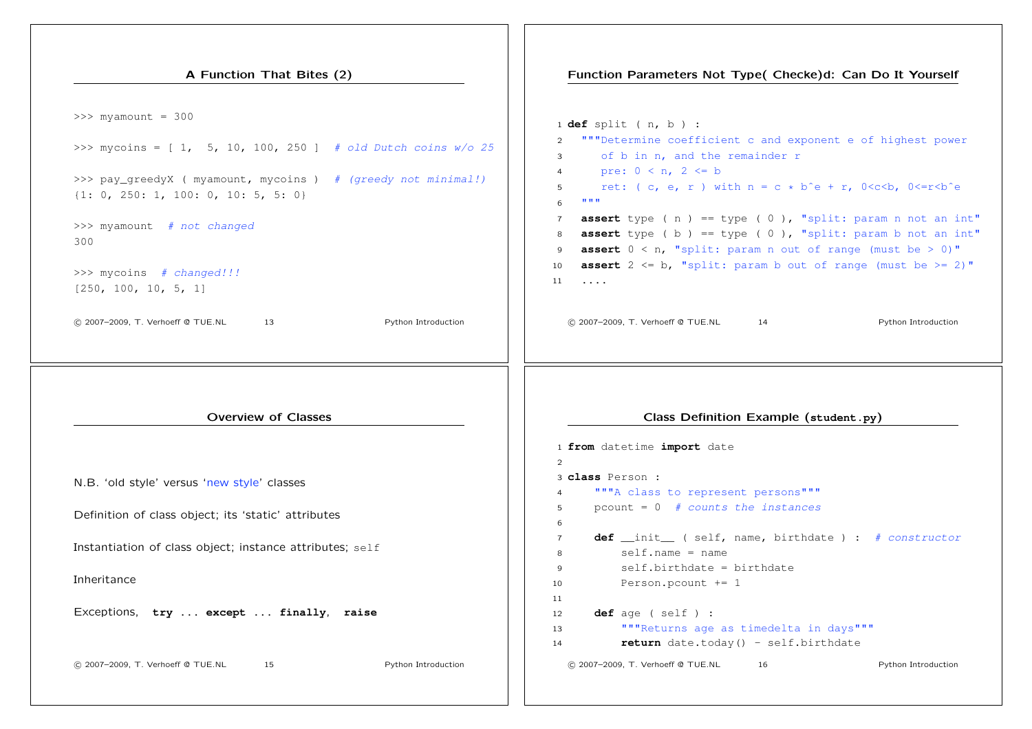## A Function That Bites (2)

```
>>> myamount = 300

>>> mycoins = [ 1,  5, 10, 100, 250 ]  # old Dutch coins w/o 25

>>> pay_greedyX ( myamount, mycoins )  # (greedy not minimal!)
{1: 0, 250: 1, 100: 0, 10: 5, 5: 0}

>>> myamount  # not changed
300

>>> mycoins  # changed!!!
[250, 100, 10, 5, 1]
```

## Function Parameters Not Type( Checke)d: Can Do It Yourself

```
1 def split ( n, b ) :
2   """Determine coefficient c and exponent e of highest power
3      of b in n, and the remainder r
4      pre: 0 < n, 2 <= b
5      ret: ( c, e, r ) with n = c * b^e + r, 0<c<b, 0<=r<b^e
6   """
7   assert type ( n ) == type ( 0 ), "split: param n not an int"
8   assert type ( b ) == type ( 0 ), "split: param b not an int"
9   assert 0 < n, "split: param n out of range (must be > 0)"
10  assert 2 <= b, "split: param b out of range (must be >= 2)"
11  ....
```

## Overview of Classes

N.B. 'old style' versus 'new style' classes

Definition of class object; its 'static' attributes

Instantiation of class object; instance attributes; `self`

Inheritance

Exceptions, **try** ... **except** ... **finally**, **raise**

## Class Definition Example (student.py)

```
1 from datetime import date
2
3 class Person :
4     """A class to represent persons"""
5     pcount = 0  # counts the instances
6
7     def __init__ ( self, name, birthdate ) :  # constructor
8         self.name = name
9         self.birthdate = birthdate
10        Person.pcount += 1
11
12    def age ( self ) :
13        """Returns age as timedelta in days"""
14        return date.today() - self.birthdate
```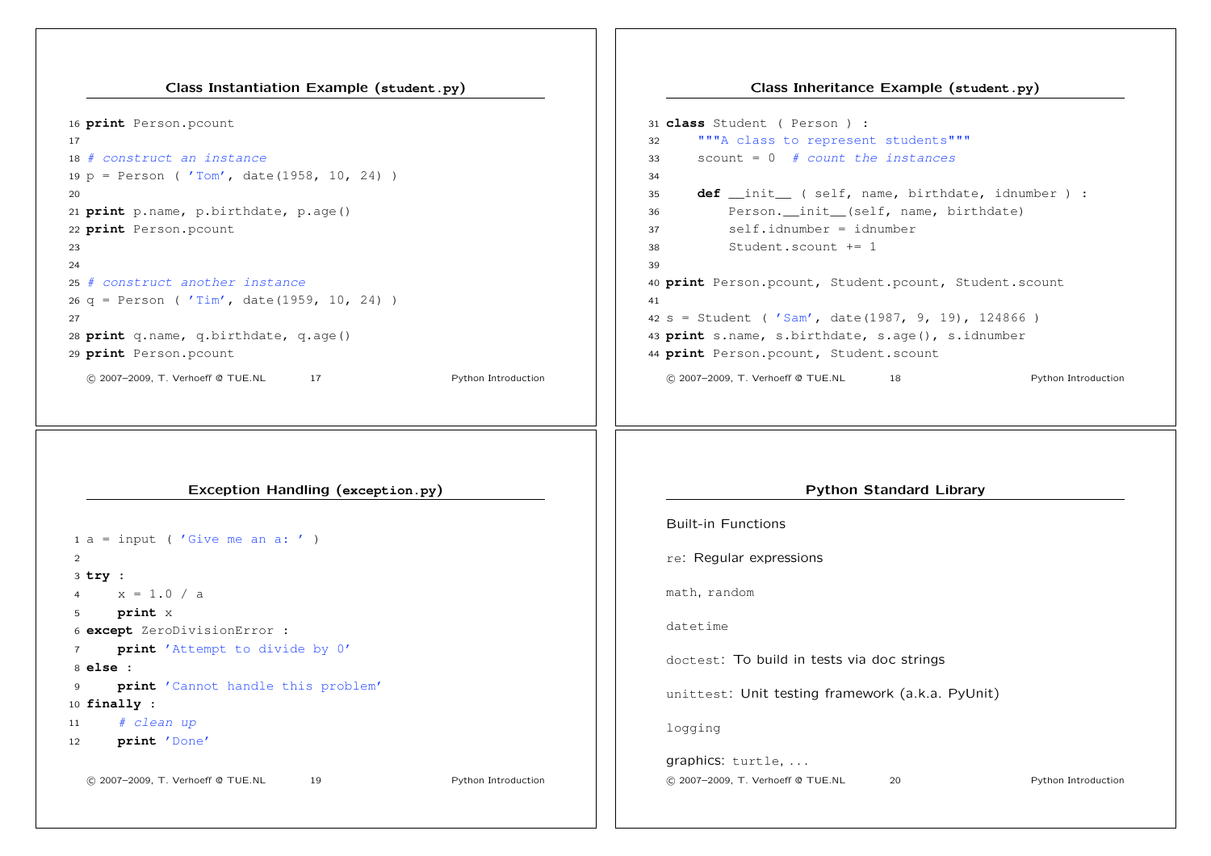## Class Instantiation Example (student.py)

```
16 print Person.pcount
17
18 # construct an instance
19 p = Person ( 'Tom', date(1958, 10, 24) )
20
21 print p.name, p.birthdate, p.age()
22 print Person.pcount
23
24
25 # construct another instance
26 q = Person ( 'Tim', date(1959, 10, 24) )
27
28 print q.name, q.birthdate, q.age()
29 print Person.pcount
```

## Class Inheritance Example (student.py)

```
31 class Student ( Person ) :
32     """A class to represent students"""
33     scount = 0  # count the instances
34
35     def __init__ ( self, name, birthdate, idnumber ) :
36         Person.__init__(self, name, birthdate)
37         self.idnumber = idnumber
38         Student.scount += 1
39
40 print Person.pcount, Student.pcount, Student.scount
41
42 s = Student ( 'Sam', date(1987, 9, 19), 124866 )
43 print s.name, s.birthdate, s.age(), s.idnumber
44 print Person.pcount, Student.scount
```

## Exception Handling (exception.py)

```
1 a = input ( 'Give me an a: ' )
2
3 try :
4     x = 1.0 / a
5     print x
6 except ZeroDivisionError :
7     print 'Attempt to divide by 0'
8 else :
9     print 'Cannot handle this problem'
10 finally :
11     # clean up
12     print 'Done'
```

## Python Standard Library

Built-in Functions

`re`: Regular expressions

`math`, `random`

`datetime`

`doctest`: To build in tests via doc strings

`unittest`: Unit testing framework (a.k.a. PyUnit)

`logging`

graphics: `turtle`, ...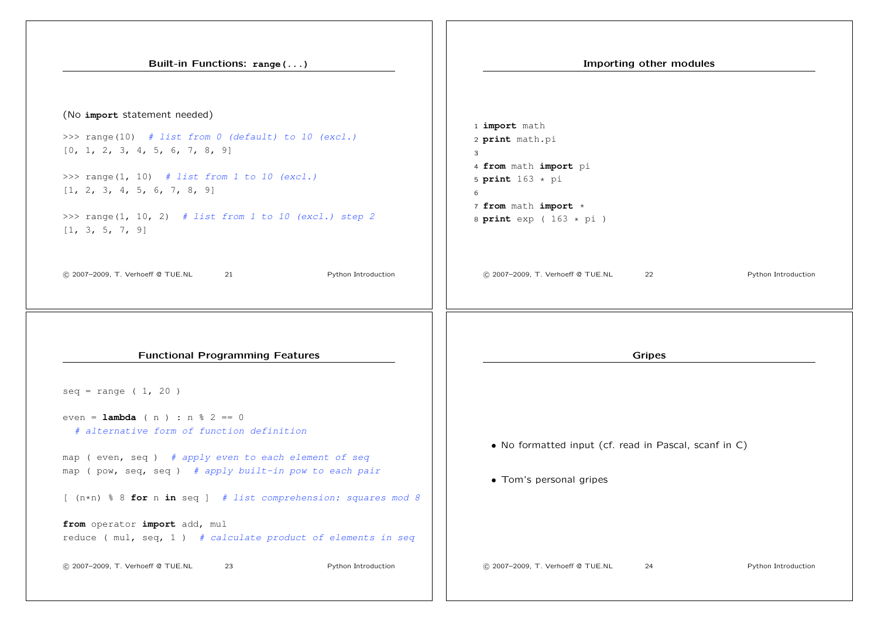## Built-in Functions: `range(...)`

(No **import** statement needed)

```
>>> range(10)  # list from 0 (default) to 10 (excl.)
[0, 1, 2, 3, 4, 5, 6, 7, 8, 9]

>>> range(1, 10)  # list from 1 to 10 (excl.)
[1, 2, 3, 4, 5, 6, 7, 8, 9]

>>> range(1, 10, 2)  # list from 1 to 10 (excl.) step 2
[1, 3, 5, 7, 9]
```

## Importing other modules

```
1 import math
2 print math.pi
3
4 from math import pi
5 print 163 * pi
6
7 from math import *
8 print exp ( 163 * pi )
```

## Functional Programming Features

```
seq = range ( 1, 20 )

even = lambda ( n ) : n % 2 == 0
  # alternative form of function definition

map ( even, seq )  # apply even to each element of seq
map ( pow, seq, seq )  # apply built-in pow to each pair

[ (n*n) % 8 for n in seq ]  # list comprehension: squares mod 8

from operator import add, mul
reduce ( mul, seq, 1 )  # calculate product of elements in seq
```

## Gripes

- No formatted input (cf. read in Pascal, scanf in C)
- Tom's personal gripes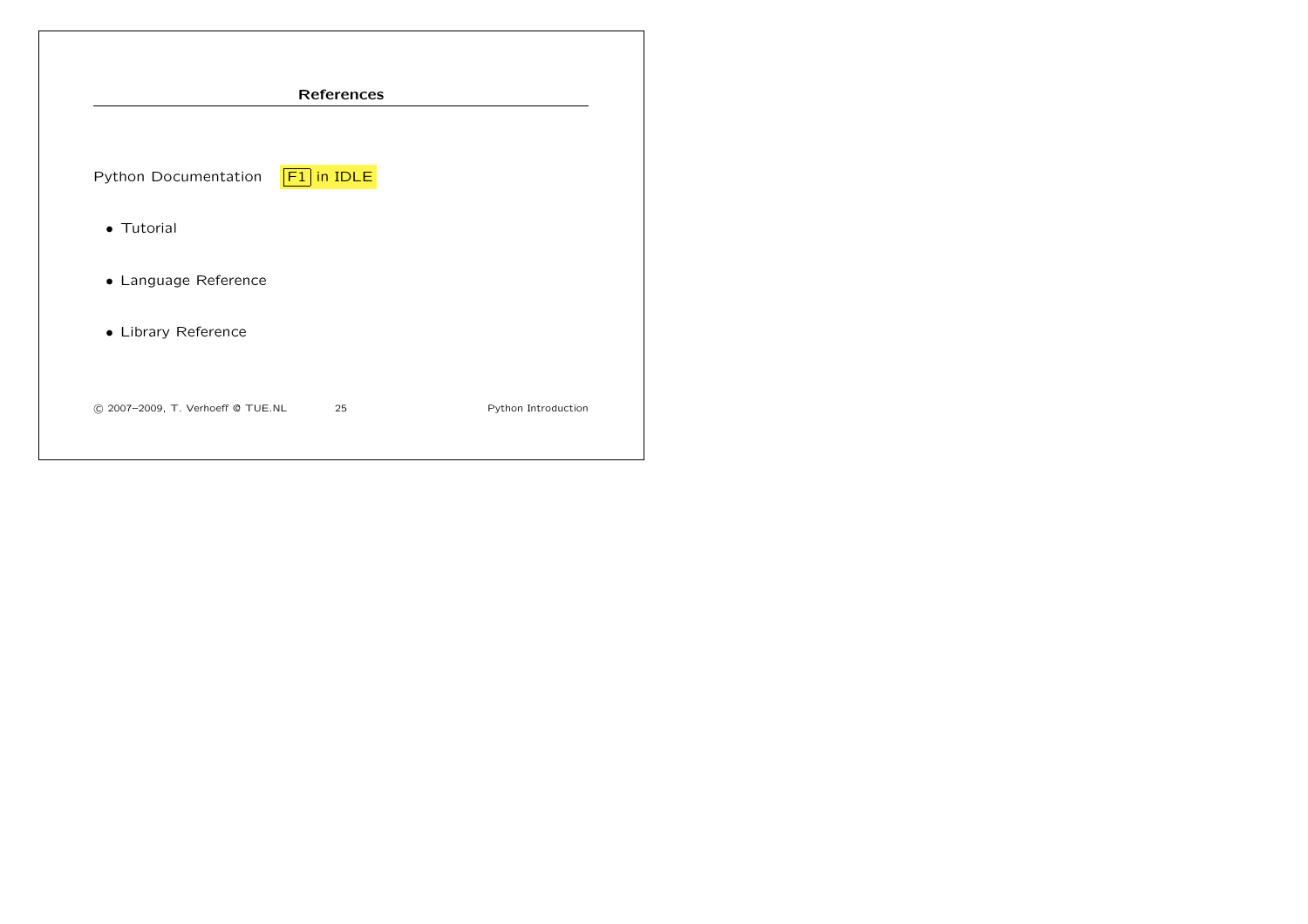## References

Python Documentation F1 in IDLE

- Tutorial
- Language Reference
- Library Reference